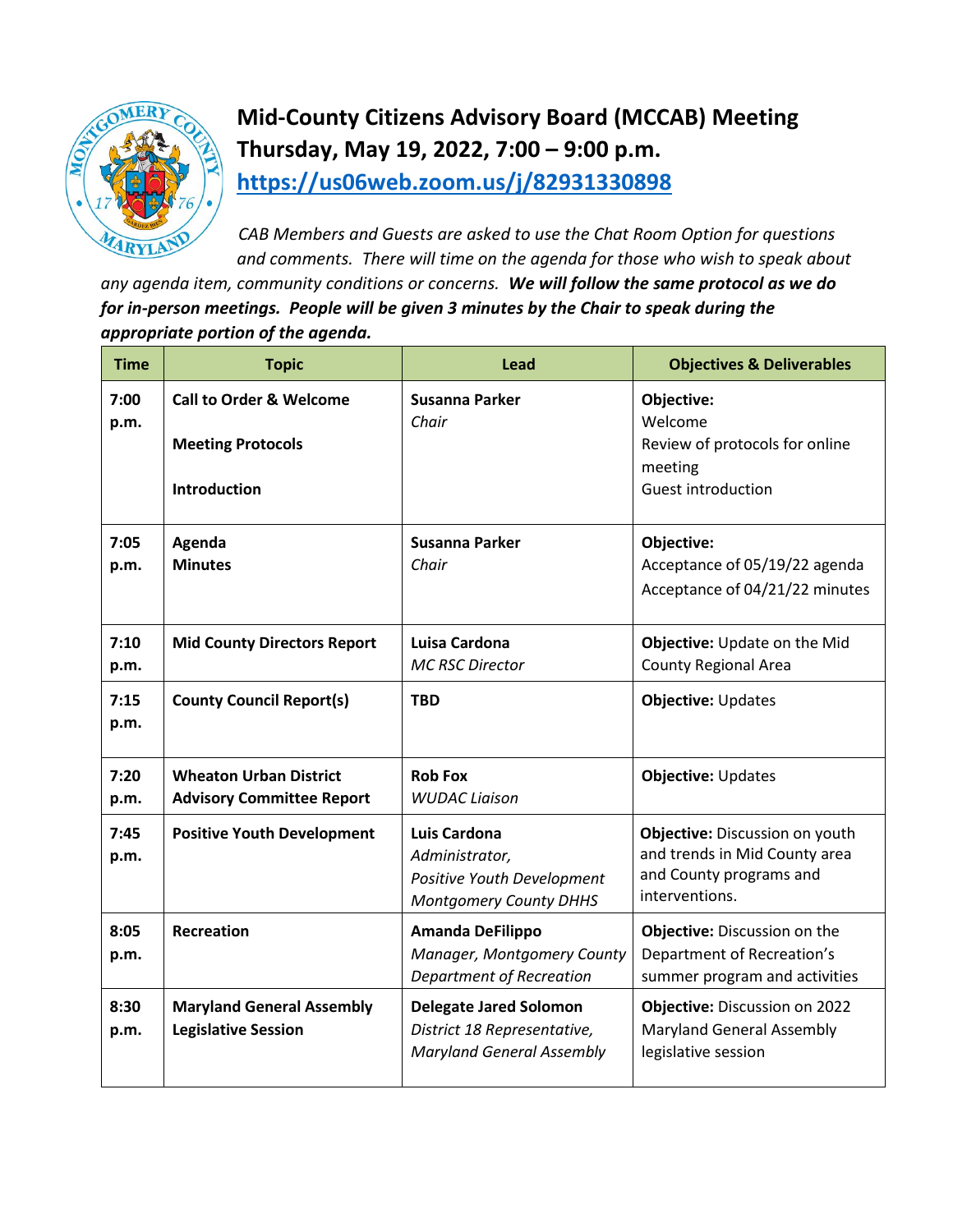# Mid-County Citizens Advisory Board (MCCAB) Meeting
## Thursday, May 19, 2022, 7:00 – 9:00 p.m.
## https://us06web.zoom.us/j/82931330898

*CAB Members and Guests are asked to use the Chat Room Option for questions and comments. There will time on the agenda for those who wish to speak about any agenda item, community conditions or concerns.* ***We will follow the same protocol as we do for in-person meetings. People will be given 3 minutes by the Chair to speak during the appropriate portion of the agenda.***

| Time | Topic | Lead | Objectives & Deliverables |
|---|---|---|---|
| 7:00 p.m. | **Call to Order & Welcome**<br><br>**Meeting Protocols**<br><br>**Introduction** | **Susanna Parker**<br>*Chair* | **Objective:**<br>Welcome<br>Review of protocols for online meeting<br>Guest introduction |
| 7:05 p.m. | **Agenda**<br>**Minutes** | **Susanna Parker**<br>*Chair* | **Objective:**<br>Acceptance of 05/19/22 agenda<br>Acceptance of 04/21/22 minutes |
| 7:10 p.m. | **Mid County Directors Report** | **Luisa Cardona**<br>*MC RSC Director* | **Objective:** Update on the Mid County Regional Area |
| 7:15 p.m. | **County Council Report(s)** | **TBD** | **Objective:** Updates |
| 7:20 p.m. | **Wheaton Urban District Advisory Committee Report** | **Rob Fox**<br>*WUDAC Liaison* | **Objective:** Updates |
| 7:45 p.m. | **Positive Youth Development** | **Luis Cardona**<br>*Administrator, Positive Youth Development Montgomery County DHHS* | **Objective:** Discussion on youth and trends in Mid County area and County programs and interventions. |
| 8:05 p.m. | **Recreation** | **Amanda DeFilippo**<br>*Manager, Montgomery County Department of Recreation* | **Objective:** Discussion on the Department of Recreation's summer program and activities |
| 8:30 p.m. | **Maryland General Assembly Legislative Session** | **Delegate Jared Solomon**<br>*District 18 Representative, Maryland General Assembly* | **Objective:** Discussion on 2022 Maryland General Assembly legislative session |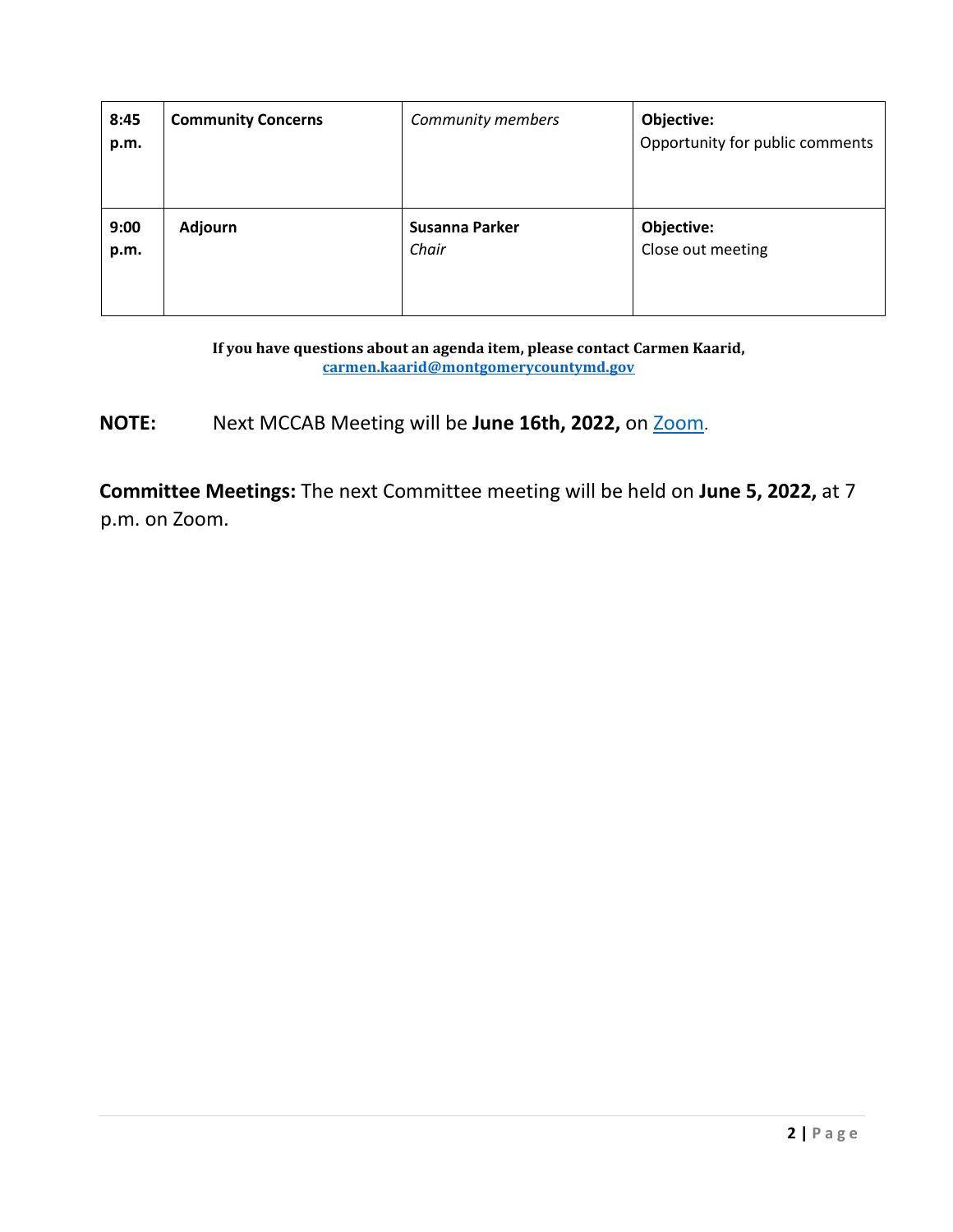| | | | |
|---|---|---|---|
| **8:45 p.m.** | **Community Concerns** | *Community members* | **Objective:** Opportunity for public comments |
| **9:00 p.m.** | **Adjourn** | **Susanna Parker** *Chair* | **Objective:** Close out meeting |

**If you have questions about an agenda item, please contact Carmen Kaarid, carmen.kaarid@montgomerycountymd.gov**

**NOTE:** Next MCCAB Meeting will be **June 16th, 2022,** on Zoom.

**Committee Meetings:** The next Committee meeting will be held on **June 5, 2022,** at 7 p.m. on Zoom.